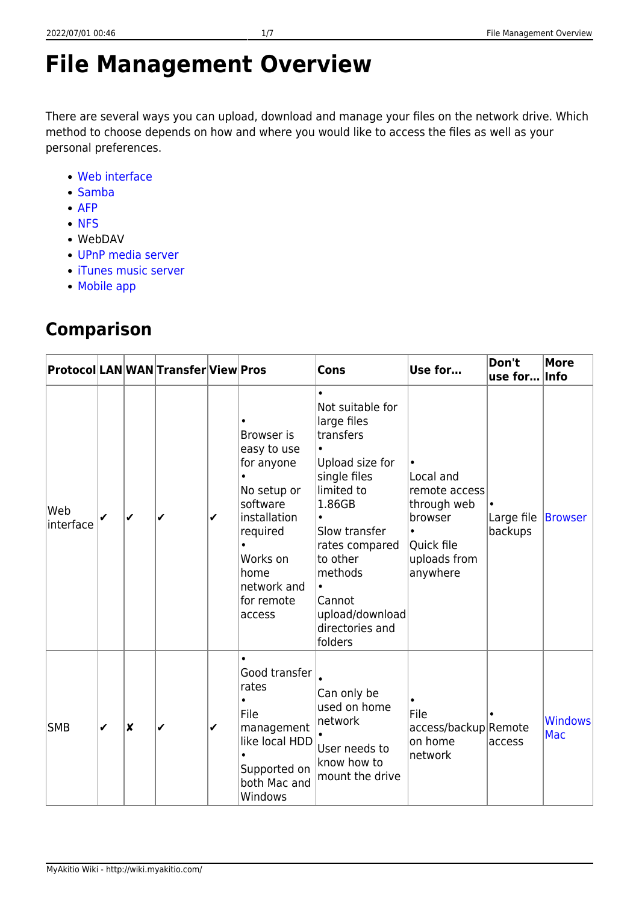# File Management Overview

There are several ways you can upload, download and manage your files on the network drive. Which method to choose depends on how and where you would like to access the files as well as your personal preferences.

- Web interface
- Samba
- AFP
- NFS
- WebDAV
- UPnP media server
- iTunes music server
- Mobile app

## Comparison

| Protocol | LAN | WAN | Transfer | View | Pros | Cons | Use for… | Don't use for… | More Info |
|---|---|---|---|---|---|---|---|---|---|
| Web interface | ✔ | ✔ | ✔ | ✔ | • Browser is easy to use for anyone • No setup or software installation required • Works on home network and for remote access | • Not suitable for large files transfers • Upload size for single files limited to 1.86GB • Slow transfer rates compared to other methods • Cannot upload/download directories and folders | • Local and remote access through web browser • Quick file uploads from anywhere | • Large file backups | Browser |
| SMB | ✔ | ✘ | ✔ | ✔ | • Good transfer rates • File management like local HDD • Supported on both Mac and Windows | • Can only be used on home network • User needs to know how to mount the drive | • File access/backup on home network | • Remote access | Windows Mac |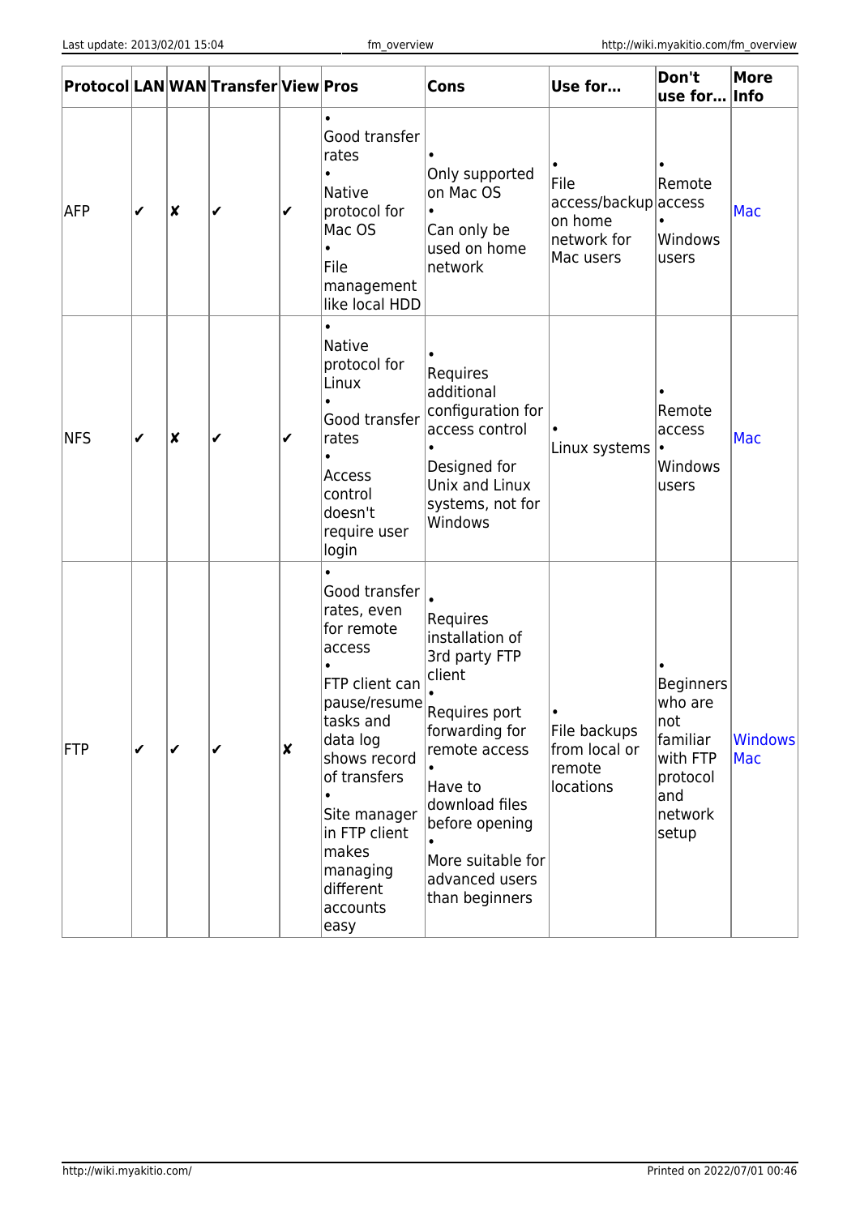| Protocol | LAN | WAN | Transfer | View | Pros | Cons | Use for... | Don't use for... | More Info |
|---|---|---|---|---|---|---|---|---|---|
| AFP | ✔ | ✘ | ✔ | ✔ | • Good transfer rates<br>• Native protocol for Mac OS<br>• File management like local HDD | • Only supported on Mac OS<br>• Can only be used on home network | • File access/backup on home network for Mac users | • Remote access<br>• Windows users | Mac |
| NFS | ✔ | ✘ | ✔ | ✔ | • Native protocol for Linux<br>• Good transfer rates<br>• Access control doesn't require user login | • Requires additional configuration for access control<br>• Designed for Unix and Linux systems, not for Windows | • Linux systems | • Remote access<br>• Windows users | Mac |
| FTP | ✔ | ✔ | ✔ | ✘ | • Good transfer rates, even for remote access<br>• FTP client can pause/resume tasks and data log shows record of transfers<br>• Site manager in FTP client makes managing different accounts easy | • Requires installation of 3rd party FTP client<br>• Requires port forwarding for remote access<br>• Have to download files before opening<br>• More suitable for advanced users than beginners | • File backups from local or remote locations | • Beginners who are not familiar with FTP protocol and network setup | Windows<br>Mac |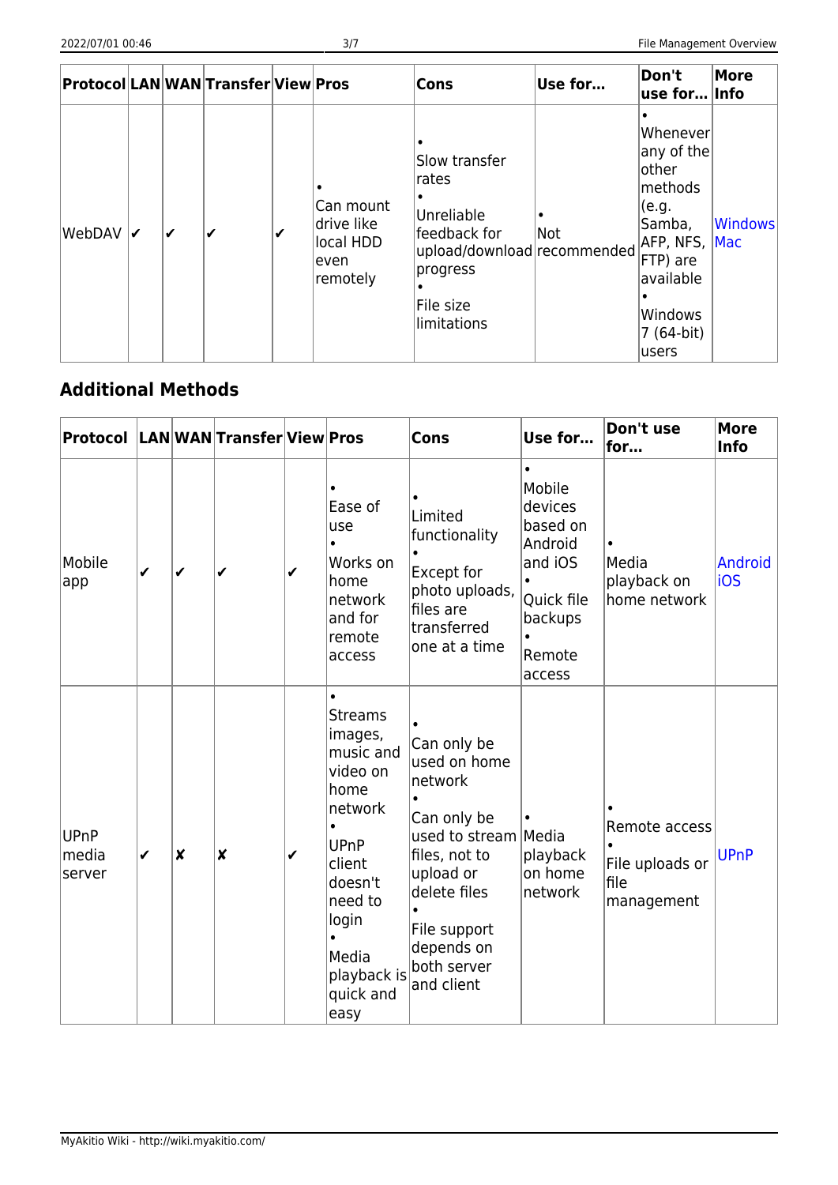| Protocol | LAN | WAN | Transfer | View | Pros | Cons | Use for… | Don't use for… | More Info |
|---|---|---|---|---|---|---|---|---|---|
| WebDAV | ✔ | ✔ | ✔ | ✔ | • Can mount drive like local HDD even remotely | • Slow transfer rates • Unreliable feedback for upload/download progress • File size limitations | • Not recommended | • Whenever any of the other methods (e.g. Samba, AFP, NFS, FTP) are available • Windows 7 (64-bit) users | Windows Mac |

## Additional Methods

| Protocol | LAN | WAN | Transfer | View | Pros | Cons | Use for… | Don't use for… | More Info |
|---|---|---|---|---|---|---|---|---|---|
| Mobile app | ✔ | ✔ | ✔ | ✔ | • Ease of use • Works on home network and for remote access | • Limited functionality • Except for photo uploads, files are transferred one at a time | • Mobile devices based on Android and iOS • Quick file backups • Remote access | • Media playback on home network | Android iOS |
| UPnP media server | ✔ | ✘ | ✘ | ✔ | • Streams images, music and video on home network • UPnP client doesn't need to login • Media playback is quick and easy | • Can only be used on home network • Can only be used to stream files, not to upload or delete files • File support depends on both server and client | • Media playback on home network | • Remote access • File uploads or file management | UPnP |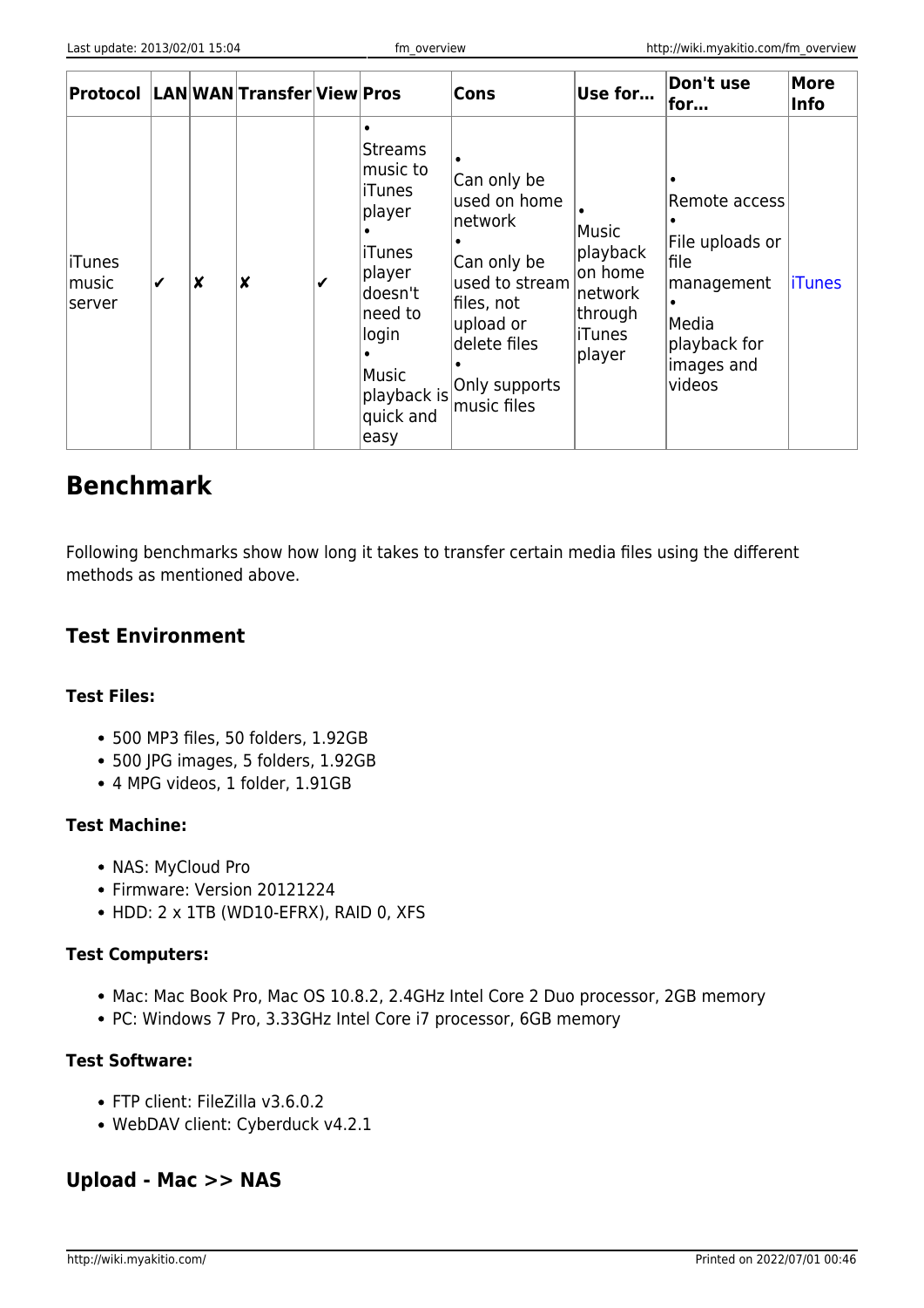| Protocol | LAN | WAN | Transfer | View | Pros | Cons | Use for… | Don't use for… | More Info |
|---|---|---|---|---|---|---|---|---|---|
| iTunes music server | ✔ | ✘ | ✘ | ✔ | • Streams music to iTunes player • iTunes player doesn't need to login • Music playback is quick and easy | • Can only be used on home network • Can only be used to stream files, not upload or delete files • Only supports music files | • Music playback on home network through iTunes player | • Remote access • File uploads or file management • Media playback for images and videos | iTunes |

## Benchmark

Following benchmarks show how long it takes to transfer certain media files using the different methods as mentioned above.

### Test Environment

#### Test Files:

- 500 MP3 files, 50 folders, 1.92GB
- 500 JPG images, 5 folders, 1.92GB
- 4 MPG videos, 1 folder, 1.91GB

#### Test Machine:

- NAS: MyCloud Pro
- Firmware: Version 20121224
- HDD: 2 x 1TB (WD10-EFRX), RAID 0, XFS

#### Test Computers:

- Mac: Mac Book Pro, Mac OS 10.8.2, 2.4GHz Intel Core 2 Duo processor, 2GB memory
- PC: Windows 7 Pro, 3.33GHz Intel Core i7 processor, 6GB memory

#### Test Software:

- FTP client: FileZilla v3.6.0.2
- WebDAV client: Cyberduck v4.2.1

### Upload - Mac >> NAS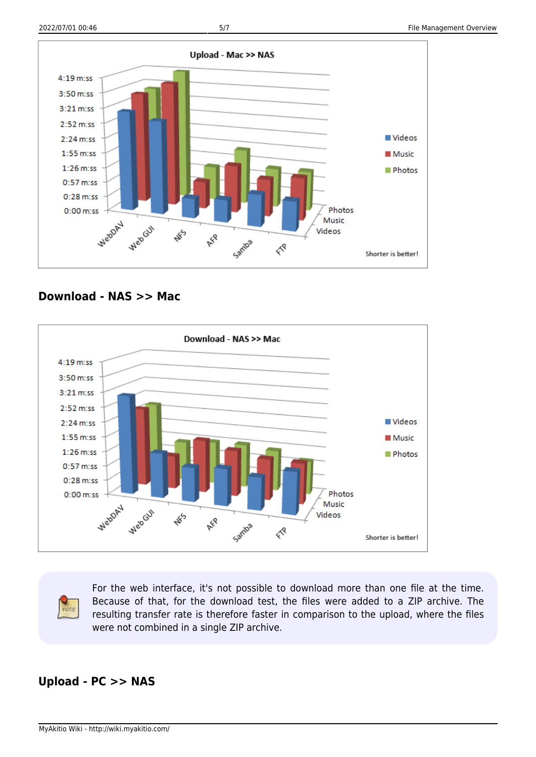Upload - Mac >> NAS

4:19 m:ss
3:50 m:ss
3:21 m:ss
2:52 m:ss
2:24 m:ss
1:55 m:ss
1:26 m:ss
0:57 m:ss
0:28 m:ss
0:00 m:ss

WebDAV, Web GUI, NFS, AFP, Samba, FTP

Photos, Music, Videos

Videos, Music, Photos

Shorter is better!

## Download - NAS >> Mac

Download - NAS >> Mac

4:19 m:ss
3:50 m:ss
3:21 m:ss
2:52 m:ss
2:24 m:ss
1:55 m:ss
1:26 m:ss
0:57 m:ss
0:28 m:ss
0:00 m:ss

WebDAV, Web GUI, NFS, AFP, Samba, FTP

Photos, Music, Videos

Videos, Music, Photos

Shorter is better!

For the web interface, it's not possible to download more than one file at the time. Because of that, for the download test, the files were added to a ZIP archive. The resulting transfer rate is therefore faster in comparison to the upload, where the files were not combined in a single ZIP archive.

## Upload - PC >> NAS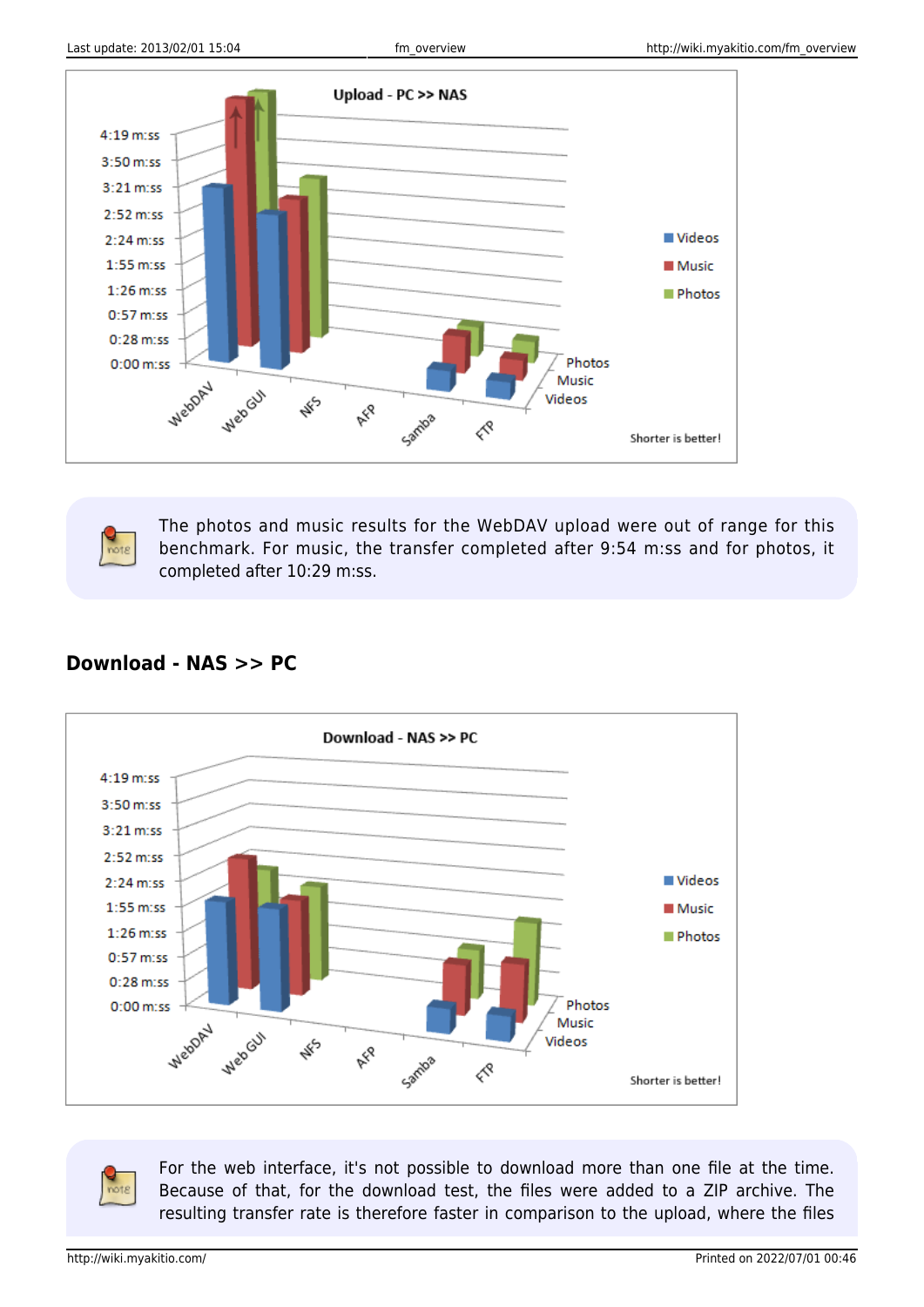The photos and music results for the WebDAV upload were out of range for this benchmark. For music, the transfer completed after 9:54 m:ss and for photos, it completed after 10:29 m:ss.

## Download - NAS >> PC

For the web interface, it's not possible to download more than one file at the time. Because of that, for the download test, the files were added to a ZIP archive. The resulting transfer rate is therefore faster in comparison to the upload, where the files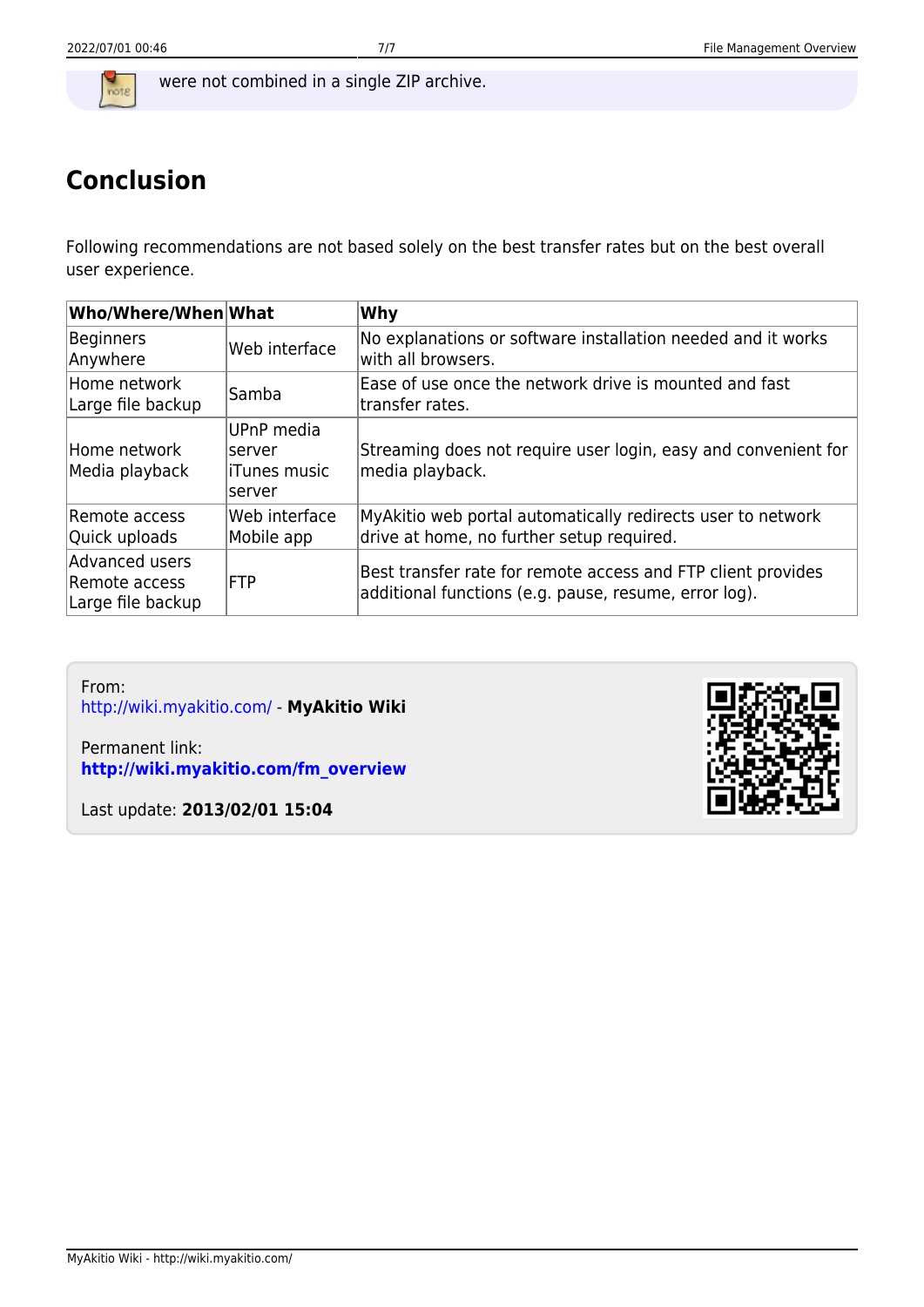were not combined in a single ZIP archive.

## Conclusion

Following recommendations are not based solely on the best transfer rates but on the best overall user experience.

| Who/Where/When | What | Why |
|---|---|---|
| Beginners<br>Anywhere | Web interface | No explanations or software installation needed and it works with all browsers. |
| Home network<br>Large file backup | Samba | Ease of use once the network drive is mounted and fast transfer rates. |
| Home network<br>Media playback | UPnP media server<br>iTunes music server | Streaming does not require user login, easy and convenient for media playback. |
| Remote access<br>Quick uploads | Web interface<br>Mobile app | MyAkitio web portal automatically redirects user to network drive at home, no further setup required. |
| Advanced users<br>Remote access<br>Large file backup | FTP | Best transfer rate for remote access and FTP client provides additional functions (e.g. pause, resume, error log). |

From:
http://wiki.myakitio.com/ - **MyAkitio Wiki**

Permanent link:
**http://wiki.myakitio.com/fm_overview**

Last update: **2013/02/01 15:04**